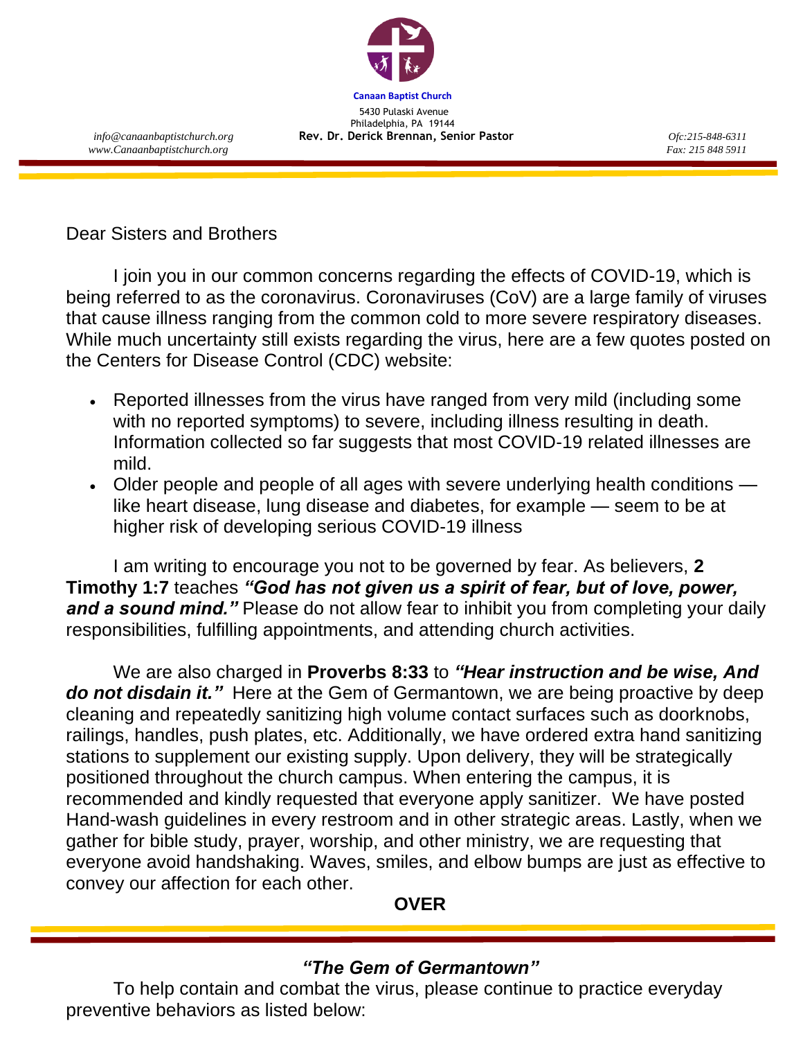**Canaan Baptist Church**

5430 Pulaski Avenue
Philadelphia, PA 19144

*info@canaanbaptistchurch.org*
*www.Canaanbaptistchurch.org*

**Rev. Dr. Derick Brennan, Senior Pastor**

*Ofc:215-848-6311*
*Fax: 215 848 5911*

Dear Sisters and Brothers

I join you in our common concerns regarding the effects of COVID-19, which is being referred to as the coronavirus. Coronaviruses (CoV) are a large family of viruses that cause illness ranging from the common cold to more severe respiratory diseases. While much uncertainty still exists regarding the virus, here are a few quotes posted on the Centers for Disease Control (CDC) website:

- Reported illnesses from the virus have ranged from very mild (including some with no reported symptoms) to severe, including illness resulting in death. Information collected so far suggests that most COVID-19 related illnesses are mild.
- Older people and people of all ages with severe underlying health conditions — like heart disease, lung disease and diabetes, for example — seem to be at higher risk of developing serious COVID-19 illness

I am writing to encourage you not to be governed by fear. As believers, **2 Timothy 1:7** teaches ***"God has not given us a spirit of fear, but of love, power, and a sound mind."*** Please do not allow fear to inhibit you from completing your daily responsibilities, fulfilling appointments, and attending church activities.

We are also charged in **Proverbs 8:33** to ***"Hear instruction and be wise, And do not disdain it."*** Here at the Gem of Germantown, we are being proactive by deep cleaning and repeatedly sanitizing high volume contact surfaces such as doorknobs, railings, handles, push plates, etc. Additionally, we have ordered extra hand sanitizing stations to supplement our existing supply. Upon delivery, they will be strategically positioned throughout the church campus. When entering the campus, it is recommended and kindly requested that everyone apply sanitizer. We have posted Hand-wash guidelines in every restroom and in other strategic areas. Lastly, when we gather for bible study, prayer, worship, and other ministry, we are requesting that everyone avoid handshaking. Waves, smiles, and elbow bumps are just as effective to convey our affection for each other.

**OVER**

***"The Gem of Germantown"***

To help contain and combat the virus, please continue to practice everyday preventive behaviors as listed below: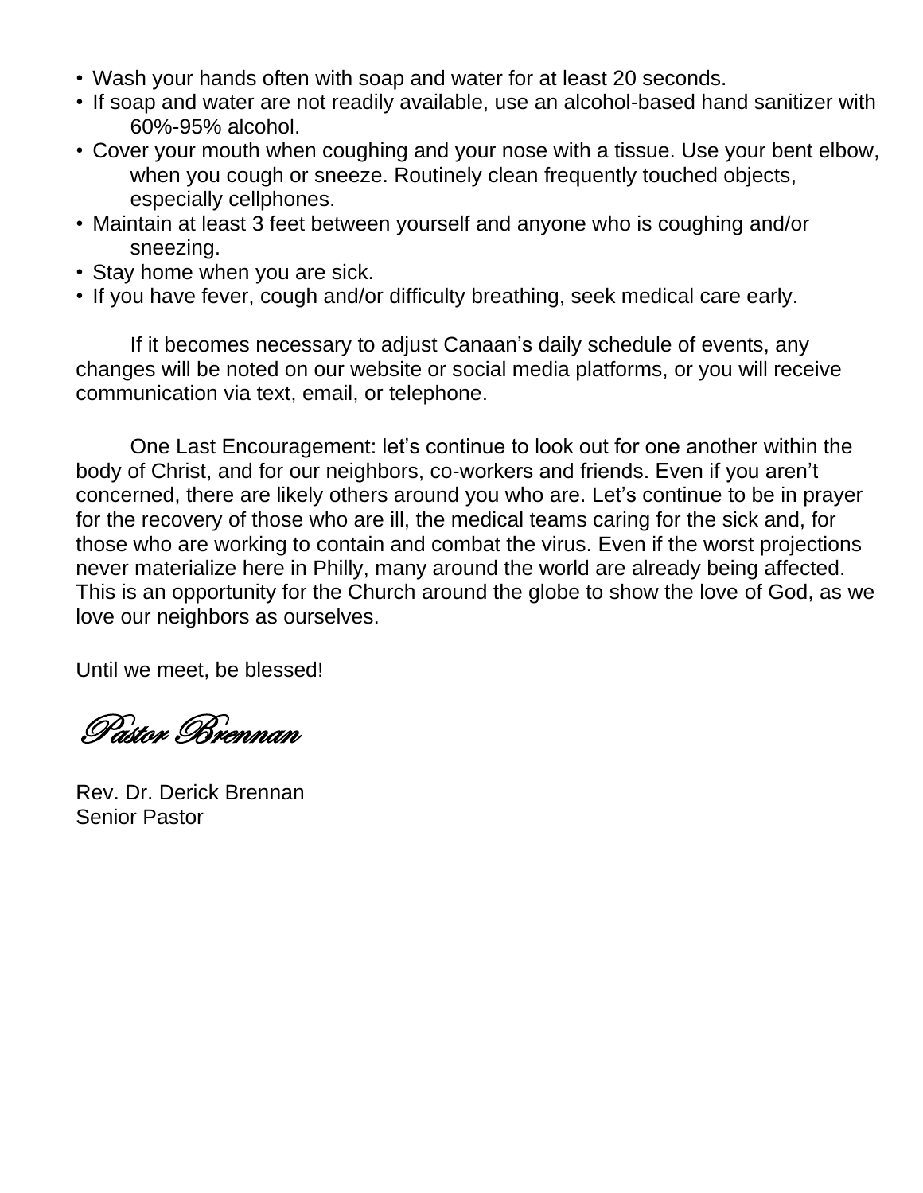- Wash your hands often with soap and water for at least 20 seconds.
- If soap and water are not readily available, use an alcohol-based hand sanitizer with 60%-95% alcohol.
- Cover your mouth when coughing and your nose with a tissue. Use your bent elbow, when you cough or sneeze. Routinely clean frequently touched objects, especially cellphones.
- Maintain at least 3 feet between yourself and anyone who is coughing and/or sneezing.
- Stay home when you are sick.
- If you have fever, cough and/or difficulty breathing, seek medical care early.

If it becomes necessary to adjust Canaan's daily schedule of events, any changes will be noted on our website or social media platforms, or you will receive communication via text, email, or telephone.

One Last Encouragement: let's continue to look out for one another within the body of Christ, and for our neighbors, co-workers and friends. Even if you aren't concerned, there are likely others around you who are. Let's continue to be in prayer for the recovery of those who are ill, the medical teams caring for the sick and, for those who are working to contain and combat the virus. Even if the worst projections never materialize here in Philly, many around the world are already being affected. This is an opportunity for the Church around the globe to show the love of God, as we love our neighbors as ourselves.

Until we meet, be blessed!

*Pastor Brennan*

Rev. Dr. Derick Brennan
Senior Pastor